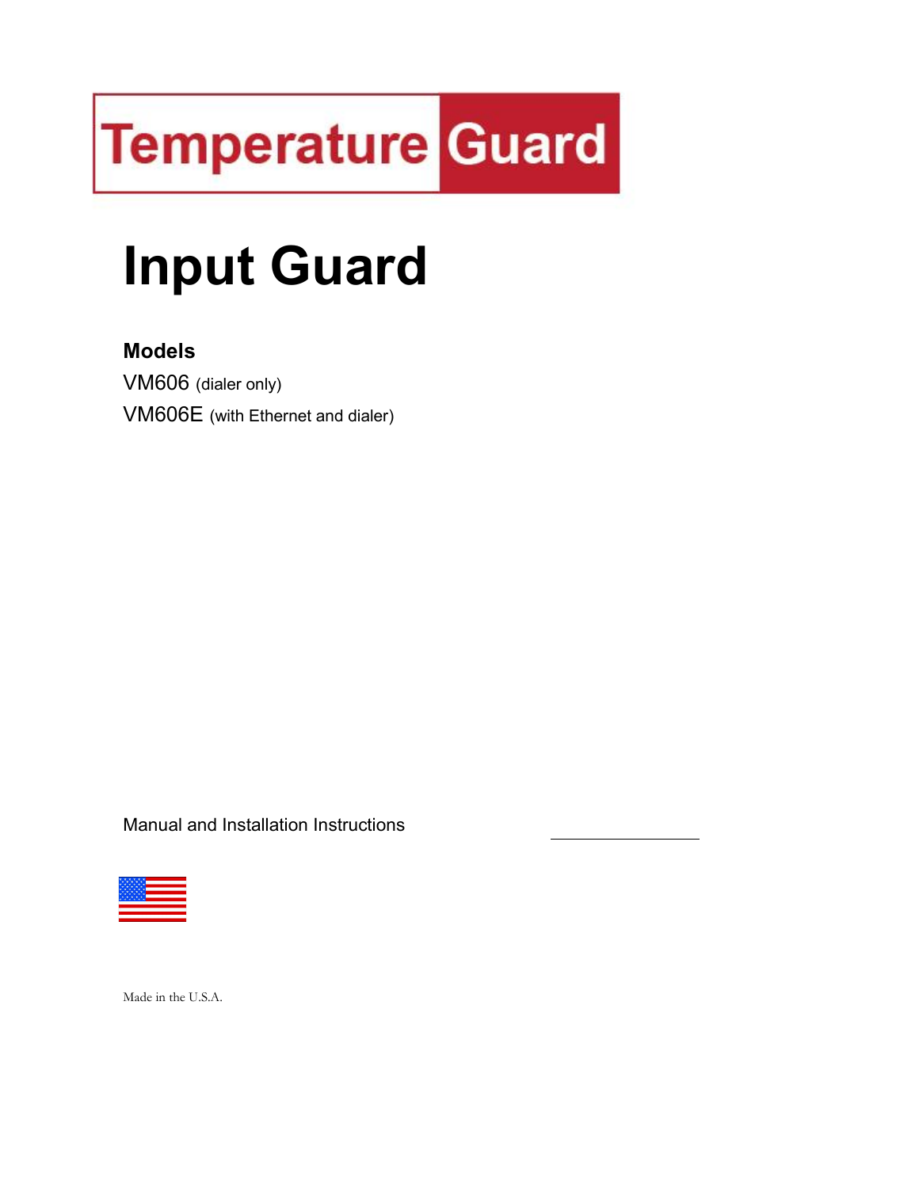Temperature Guard

# Input Guard

**Models**

VM606 (dialer only)

VM606E (with Ethernet and dialer)

Manual and Installation Instructions

Made in the U.S.A.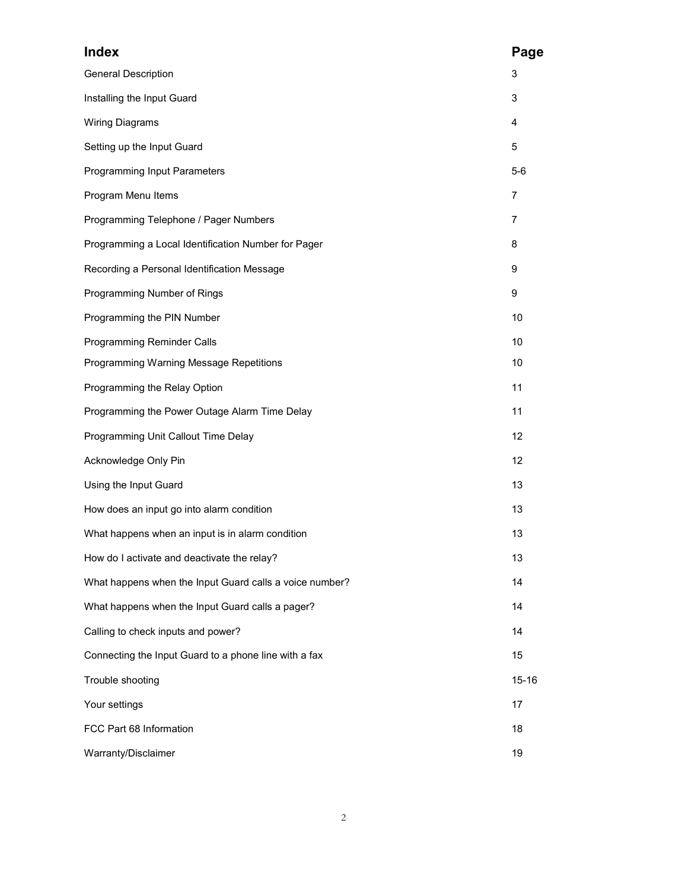| Index | Page |
| --- | --- |
| General Description | 3 |
| Installing the Input Guard | 3 |
| Wiring Diagrams | 4 |
| Setting up the Input Guard | 5 |
| Programming Input Parameters | 5-6 |
| Program Menu Items | 7 |
| Programming Telephone / Pager Numbers | 7 |
| Programming a Local Identification Number for Pager | 8 |
| Recording a Personal Identification Message | 9 |
| Programming Number of Rings | 9 |
| Programming the PIN Number | 10 |
| Programming Reminder Calls | 10 |
| Programming Warning Message Repetitions | 10 |
| Programming the Relay Option | 11 |
| Programming the Power Outage Alarm Time Delay | 11 |
| Programming Unit Callout Time Delay | 12 |
| Acknowledge Only Pin | 12 |
| Using the Input Guard | 13 |
| How does an input go into alarm condition | 13 |
| What happens when an input is in alarm condition | 13 |
| How do I activate and deactivate the relay? | 13 |
| What happens when the Input Guard calls a voice number? | 14 |
| What happens when the Input Guard calls a pager? | 14 |
| Calling to check inputs and power? | 14 |
| Connecting the Input Guard to a phone line with a fax | 15 |
| Trouble shooting | 15-16 |
| Your settings | 17 |
| FCC Part 68 Information | 18 |
| Warranty/Disclaimer | 19 |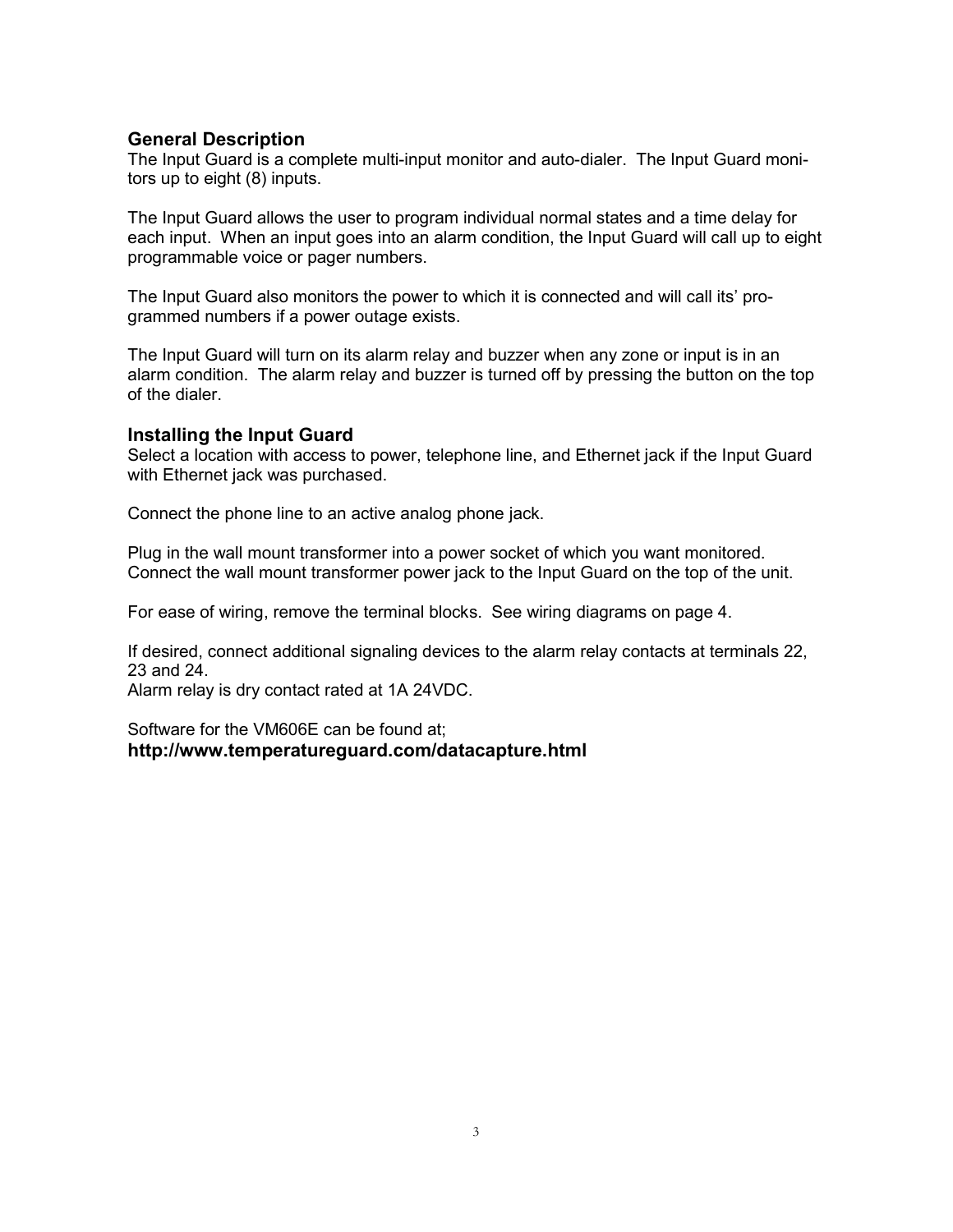## General Description

The Input Guard is a complete multi-input monitor and auto-dialer. The Input Guard monitors up to eight (8) inputs.

The Input Guard allows the user to program individual normal states and a time delay for each input. When an input goes into an alarm condition, the Input Guard will call up to eight programmable voice or pager numbers.

The Input Guard also monitors the power to which it is connected and will call its' programmed numbers if a power outage exists.

The Input Guard will turn on its alarm relay and buzzer when any zone or input is in an alarm condition. The alarm relay and buzzer is turned off by pressing the button on the top of the dialer.

## Installing the Input Guard

Select a location with access to power, telephone line, and Ethernet jack if the Input Guard with Ethernet jack was purchased.

Connect the phone line to an active analog phone jack.

Plug in the wall mount transformer into a power socket of which you want monitored. Connect the wall mount transformer power jack to the Input Guard on the top of the unit.

For ease of wiring, remove the terminal blocks. See wiring diagrams on page 4.

If desired, connect additional signaling devices to the alarm relay contacts at terminals 22, 23 and 24.
Alarm relay is dry contact rated at 1A 24VDC.

Software for the VM606E can be found at;
**http://www.temperatureguard.com/datacapture.html**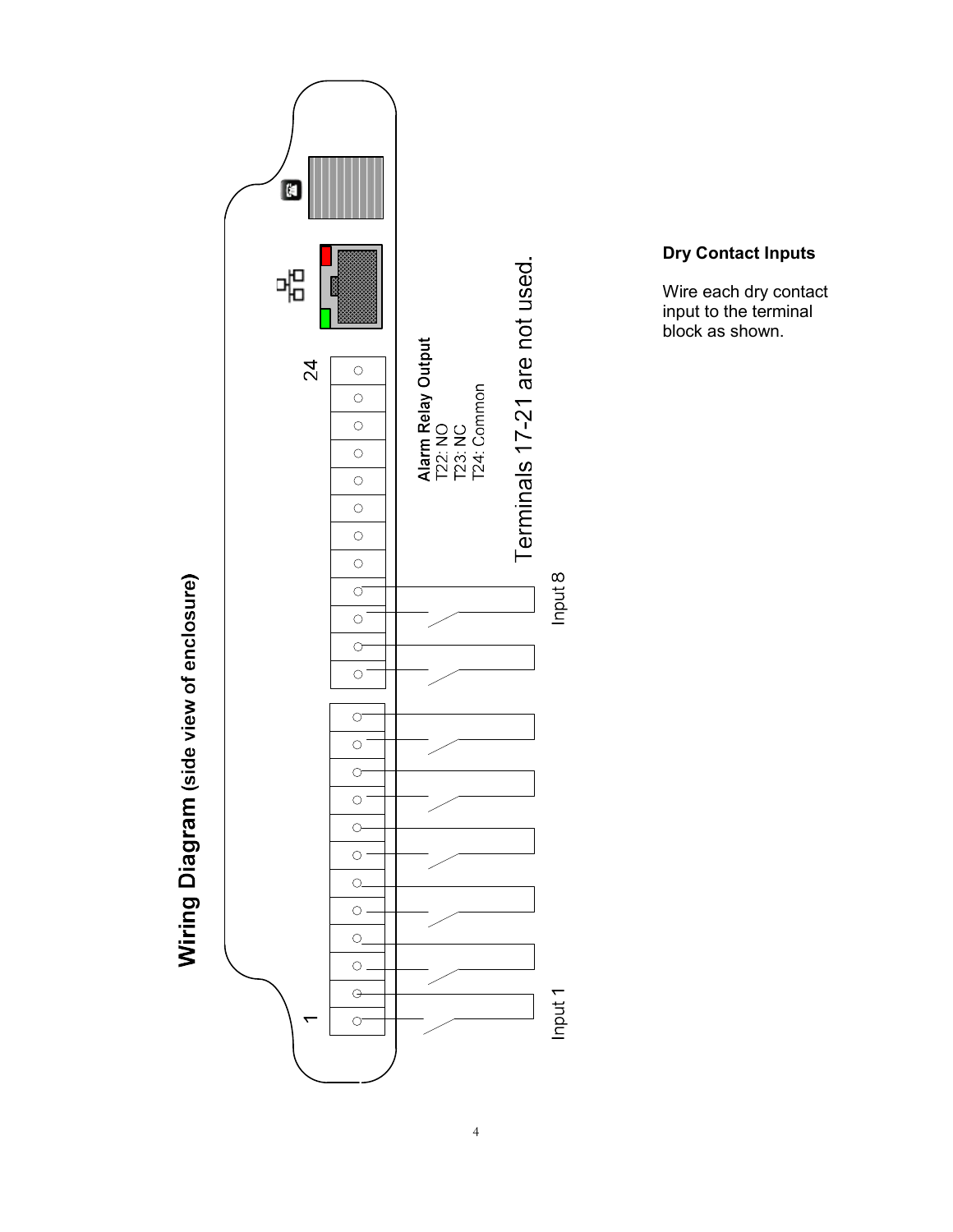## Wiring Diagram (side view of enclosure)

1

24

Alarm Relay Output
T22: NO
T23: NC
T24: Common

Terminals 17-21 are not used.

Input 1

Input 8

**Dry Contact Inputs**

Wire each dry contact input to the terminal block as shown.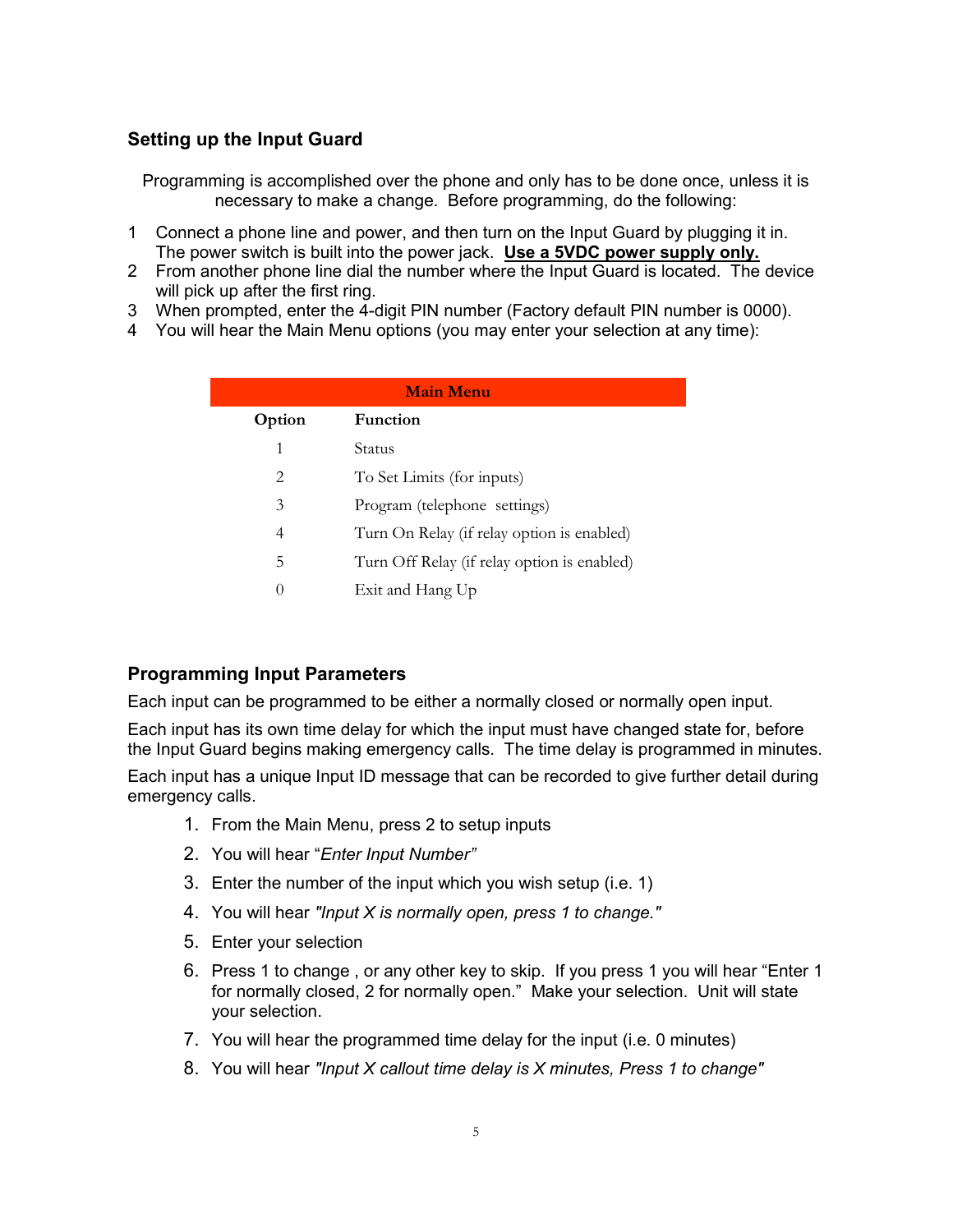## Setting up the Input Guard

Programming is accomplished over the phone and only has to be done once, unless it is necessary to make a change. Before programming, do the following:

1. Connect a phone line and power, and then turn on the Input Guard by plugging it in. The power switch is built into the power jack. **Use a 5VDC power supply only.**
2. From another phone line dial the number where the Input Guard is located. The device will pick up after the first ring.
3. When prompted, enter the 4-digit PIN number (Factory default PIN number is 0000).
4. You will hear the Main Menu options (you may enter your selection at any time):

| Main Menu | |
|---|---|
| **Option** | **Function** |
| 1 | Status |
| 2 | To Set Limits (for inputs) |
| 3 | Program (telephone settings) |
| 4 | Turn On Relay (if relay option is enabled) |
| 5 | Turn Off Relay (if relay option is enabled) |
| 0 | Exit and Hang Up |

## Programming Input Parameters

Each input can be programmed to be either a normally closed or normally open input.

Each input has its own time delay for which the input must have changed state for, before the Input Guard begins making emergency calls. The time delay is programmed in minutes.

Each input has a unique Input ID message that can be recorded to give further detail during emergency calls.

1. From the Main Menu, press 2 to setup inputs
2. You will hear "*Enter Input Number"*
3. Enter the number of the input which you wish setup (i.e. 1)
4. You will hear *"Input X is normally open, press 1 to change."*
5. Enter your selection
6. Press 1 to change , or any other key to skip. If you press 1 you will hear "Enter 1 for normally closed, 2 for normally open." Make your selection. Unit will state your selection.
7. You will hear the programmed time delay for the input (i.e. 0 minutes)
8. You will hear *"Input X callout time delay is X minutes, Press 1 to change"*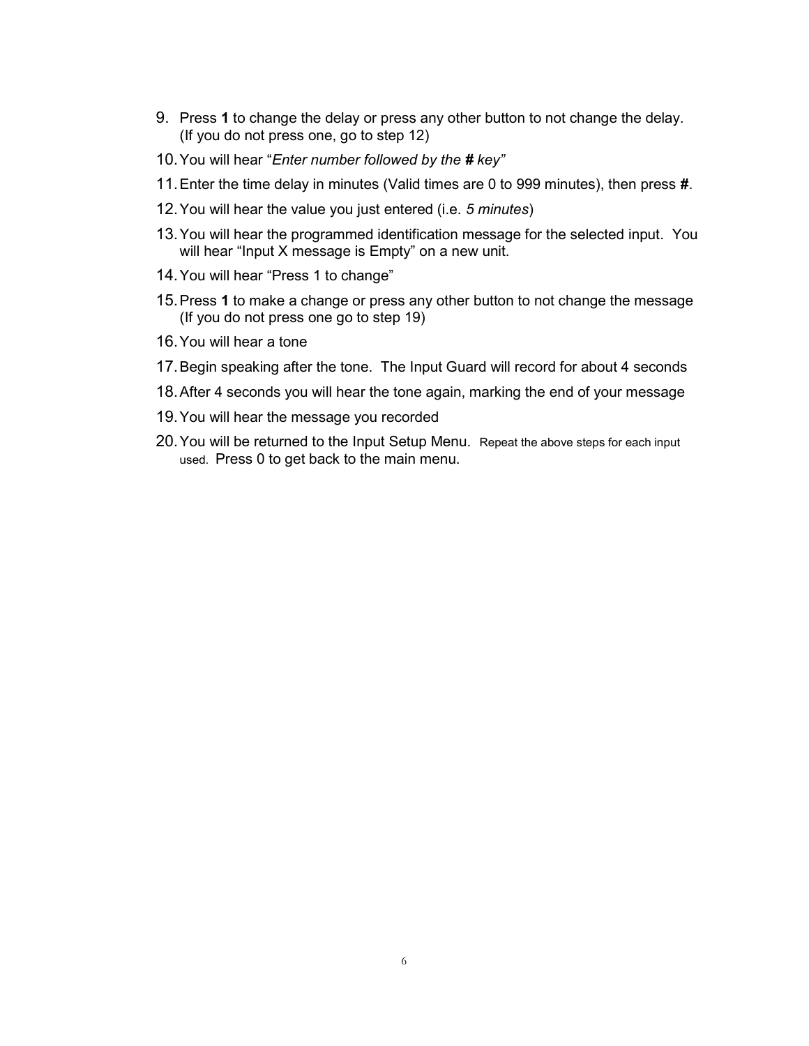9. Press **1** to change the delay or press any other button to not change the delay. (If you do not press one, go to step 12)
10. You will hear "*Enter number followed by the **#** key"*
11. Enter the time delay in minutes (Valid times are 0 to 999 minutes), then press **#**.
12. You will hear the value you just entered (i.e. *5 minutes*)
13. You will hear the programmed identification message for the selected input. You will hear "Input X message is Empty" on a new unit.
14. You will hear "Press 1 to change"
15. Press **1** to make a change or press any other button to not change the message (If you do not press one go to step 19)
16. You will hear a tone
17. Begin speaking after the tone. The Input Guard will record for about 4 seconds
18. After 4 seconds you will hear the tone again, marking the end of your message
19. You will hear the message you recorded
20. You will be returned to the Input Setup Menu. Repeat the above steps for each input used. Press 0 to get back to the main menu.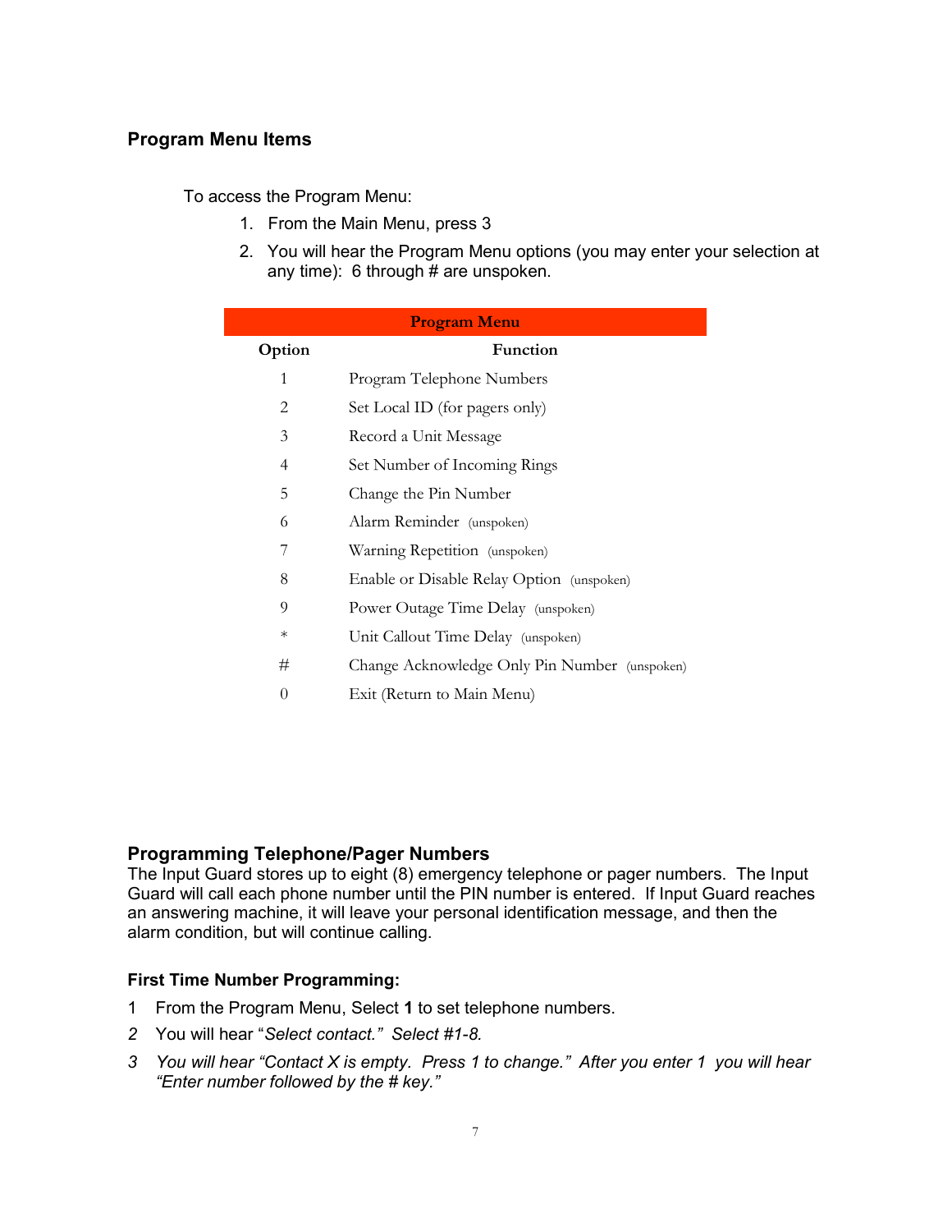## Program Menu Items

To access the Program Menu:

1. From the Main Menu, press 3
2. You will hear the Program Menu options (you may enter your selection at any time): 6 through # are unspoken.

| Program Menu | |
|---|---|
| **Option** | **Function** |
| 1 | Program Telephone Numbers |
| 2 | Set Local ID (for pagers only) |
| 3 | Record a Unit Message |
| 4 | Set Number of Incoming Rings |
| 5 | Change the Pin Number |
| 6 | Alarm Reminder (unspoken) |
| 7 | Warning Repetition (unspoken) |
| 8 | Enable or Disable Relay Option (unspoken) |
| 9 | Power Outage Time Delay (unspoken) |
| * | Unit Callout Time Delay (unspoken) |
| # | Change Acknowledge Only Pin Number (unspoken) |
| 0 | Exit (Return to Main Menu) |

### Programming Telephone/Pager Numbers

The Input Guard stores up to eight (8) emergency telephone or pager numbers. The Input Guard will call each phone number until the PIN number is entered. If Input Guard reaches an answering machine, it will leave your personal identification message, and then the alarm condition, but will continue calling.

#### First Time Number Programming:

1 From the Program Menu, Select **1** to set telephone numbers.

2 You will hear "*Select contact.*" *Select #1-8.*

3 *You will hear "Contact X is empty. Press 1 to change." After you enter 1 you will hear "Enter number followed by the # key."*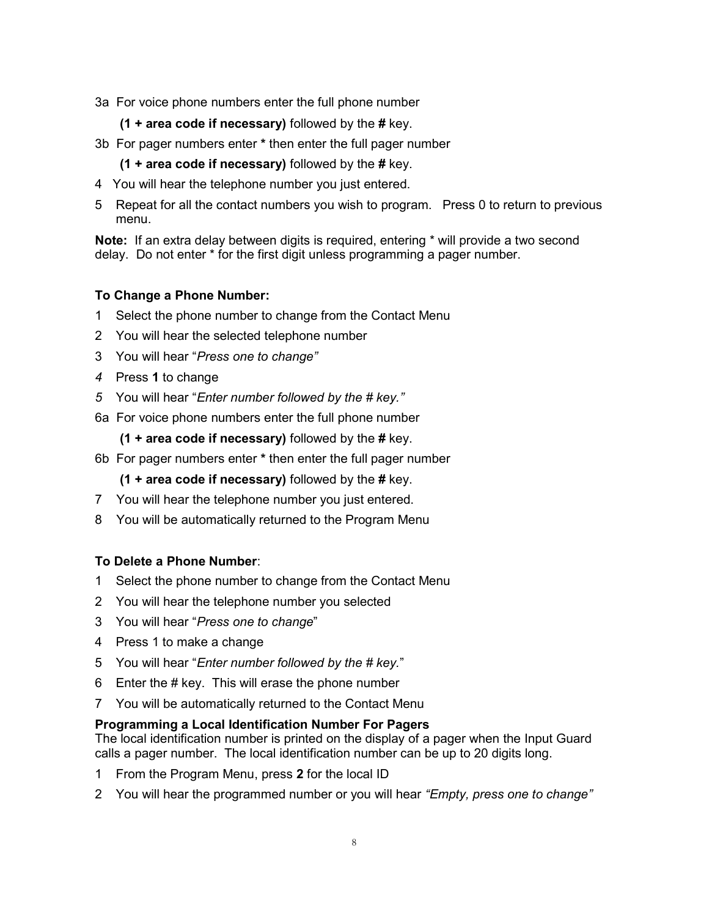3a For voice phone numbers enter the full phone number

   **(1 + area code if necessary)** followed by the **#** key.

3b For pager numbers enter **\*** then enter the full pager number

   **(1 + area code if necessary)** followed by the **#** key.

4 You will hear the telephone number you just entered.

5 Repeat for all the contact numbers you wish to program. Press 0 to return to previous menu.

**Note:** If an extra delay between digits is required, entering * will provide a two second delay. Do not enter * for the first digit unless programming a pager number.

**To Change a Phone Number:**

1 Select the phone number to change from the Contact Menu

2 You will hear the selected telephone number

3 You will hear "*Press one to change"*

*4* Press **1** to change

*5* You will hear "*Enter number followed by the # key."*

6a For voice phone numbers enter the full phone number

   **(1 + area code if necessary)** followed by the **#** key.

6b For pager numbers enter **\*** then enter the full pager number

   **(1 + area code if necessary)** followed by the **#** key.

7 You will hear the telephone number you just entered.

8 You will be automatically returned to the Program Menu

**To Delete a Phone Number**:

1 Select the phone number to change from the Contact Menu

2 You will hear the telephone number you selected

3 You will hear "*Press one to change*"

4 Press 1 to make a change

5 You will hear "*Enter number followed by the # key.*"

6 Enter the # key. This will erase the phone number

7 You will be automatically returned to the Contact Menu

**Programming a Local Identification Number For Pagers**

The local identification number is printed on the display of a pager when the Input Guard calls a pager number. The local identification number can be up to 20 digits long.

1 From the Program Menu, press **2** for the local ID

2 You will hear the programmed number or you will hear *"Empty, press one to change"*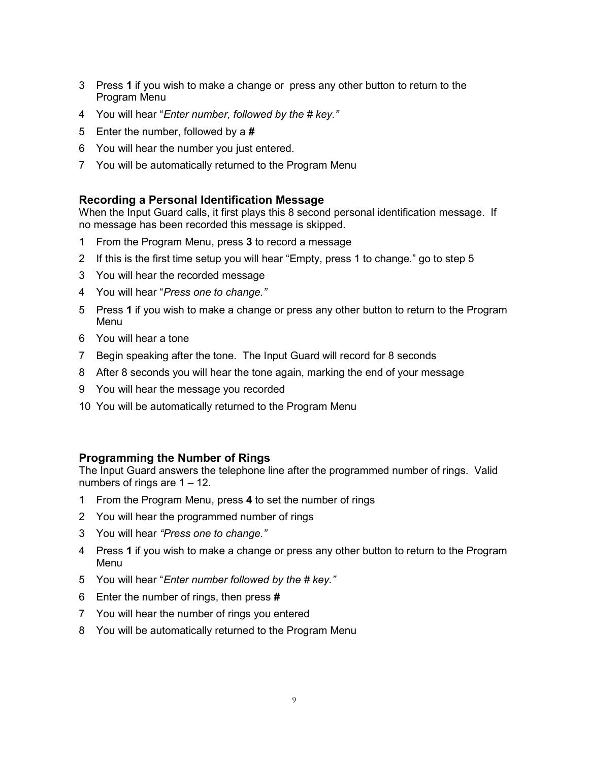3. Press **1** if you wish to make a change or press any other button to return to the Program Menu
4. You will hear "*Enter number, followed by the # key.*"
5. Enter the number, followed by a **#**
6. You will hear the number you just entered.
7. You will be automatically returned to the Program Menu

### Recording a Personal Identification Message

When the Input Guard calls, it first plays this 8 second personal identification message. If no message has been recorded this message is skipped.

1. From the Program Menu, press **3** to record a message
2. If this is the first time setup you will hear "Empty, press 1 to change." go to step 5
3. You will hear the recorded message
4. You will hear "*Press one to change.*"
5. Press **1** if you wish to make a change or press any other button to return to the Program Menu
6. You will hear a tone
7. Begin speaking after the tone. The Input Guard will record for 8 seconds
8. After 8 seconds you will hear the tone again, marking the end of your message
9. You will hear the message you recorded
10. You will be automatically returned to the Program Menu

### Programming the Number of Rings

The Input Guard answers the telephone line after the programmed number of rings. Valid numbers of rings are 1 – 12.

1. From the Program Menu, press **4** to set the number of rings
2. You will hear the programmed number of rings
3. You will hear *"Press one to change."*
4. Press **1** if you wish to make a change or press any other button to return to the Program Menu
5. You will hear "*Enter number followed by the # key.*"
6. Enter the number of rings, then press **#**
7. You will hear the number of rings you entered
8. You will be automatically returned to the Program Menu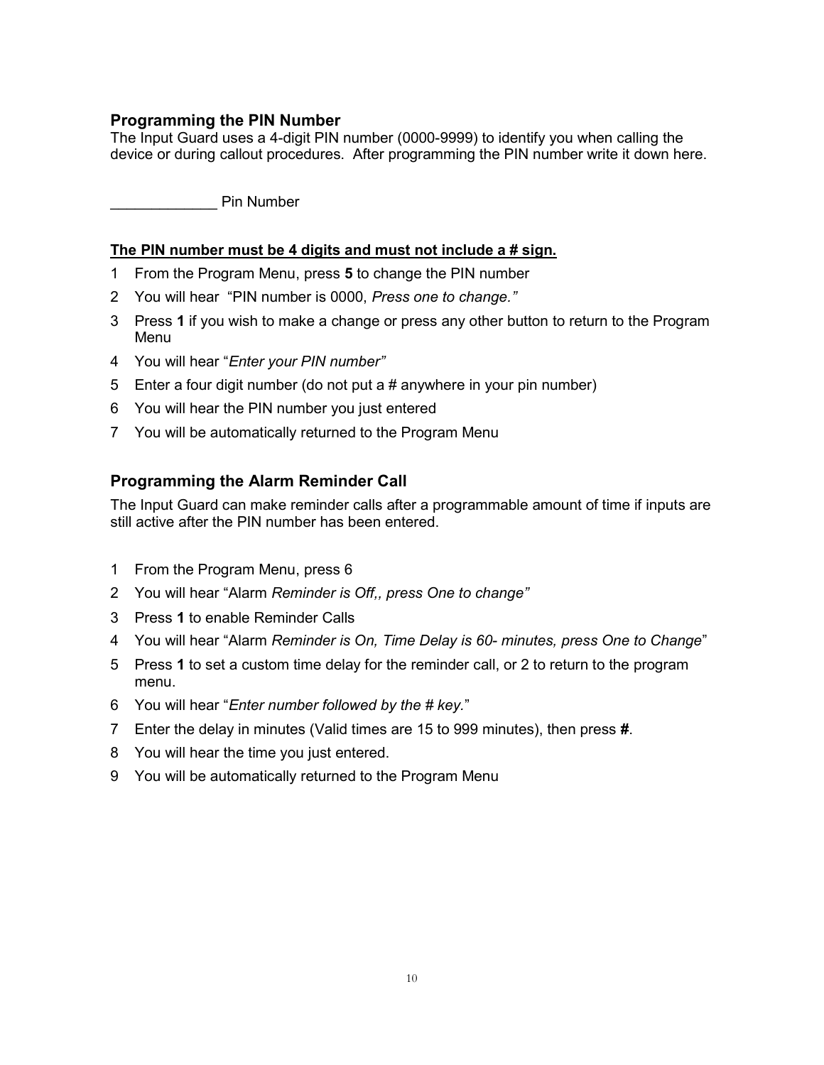## Programming the PIN Number

The Input Guard uses a 4-digit PIN number (0000-9999) to identify you when calling the device or during callout procedures. After programming the PIN number write it down here.

_____________ Pin Number

**The PIN number must be 4 digits and must not include a # sign.**

1. From the Program Menu, press **5** to change the PIN number
2. You will hear "PIN number is 0000, *Press one to change."*
3. Press **1** if you wish to make a change or press any other button to return to the Program Menu
4. You will hear "*Enter your PIN number"*
5. Enter a four digit number (do not put a # anywhere in your pin number)
6. You will hear the PIN number you just entered
7. You will be automatically returned to the Program Menu

## Programming the Alarm Reminder Call

The Input Guard can make reminder calls after a programmable amount of time if inputs are still active after the PIN number has been entered.

1. From the Program Menu, press 6
2. You will hear "Alarm *Reminder is Off,, press One to change"*
3. Press **1** to enable Reminder Calls
4. You will hear "Alarm *Reminder is On, Time Delay is 60- minutes, press One to Change*"
5. Press **1** to set a custom time delay for the reminder call, or 2 to return to the program menu.
6. You will hear "*Enter number followed by the # key.*"
7. Enter the delay in minutes (Valid times are 15 to 999 minutes), then press **#**.
8. You will hear the time you just entered.
9. You will be automatically returned to the Program Menu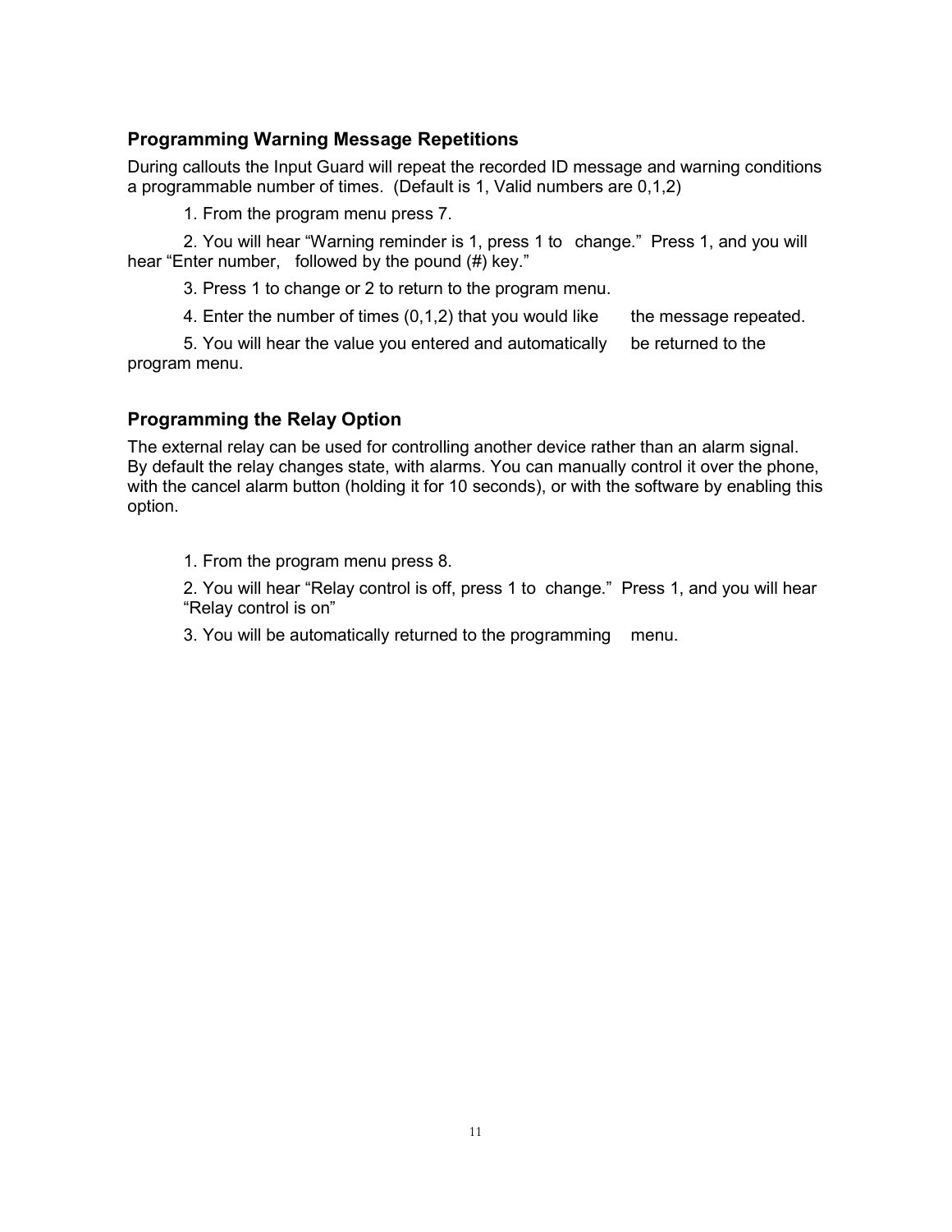## Programming Warning Message Repetitions

During callouts the Input Guard will repeat the recorded ID message and warning conditions a programmable number of times. (Default is 1, Valid numbers are 0,1,2)

1. From the program menu press 7.

2. You will hear "Warning reminder is 1, press 1 to change." Press 1, and you will hear "Enter number, followed by the pound (#) key."

3. Press 1 to change or 2 to return to the program menu.

4. Enter the number of times (0,1,2) that you would like the message repeated.

5. You will hear the value you entered and automatically be returned to the program menu.

## Programming the Relay Option

The external relay can be used for controlling another device rather than an alarm signal. By default the relay changes state, with alarms. You can manually control it over the phone, with the cancel alarm button (holding it for 10 seconds), or with the software by enabling this option.

1. From the program menu press 8.

2. You will hear "Relay control is off, press 1 to change." Press 1, and you will hear "Relay control is on"

3. You will be automatically returned to the programming menu.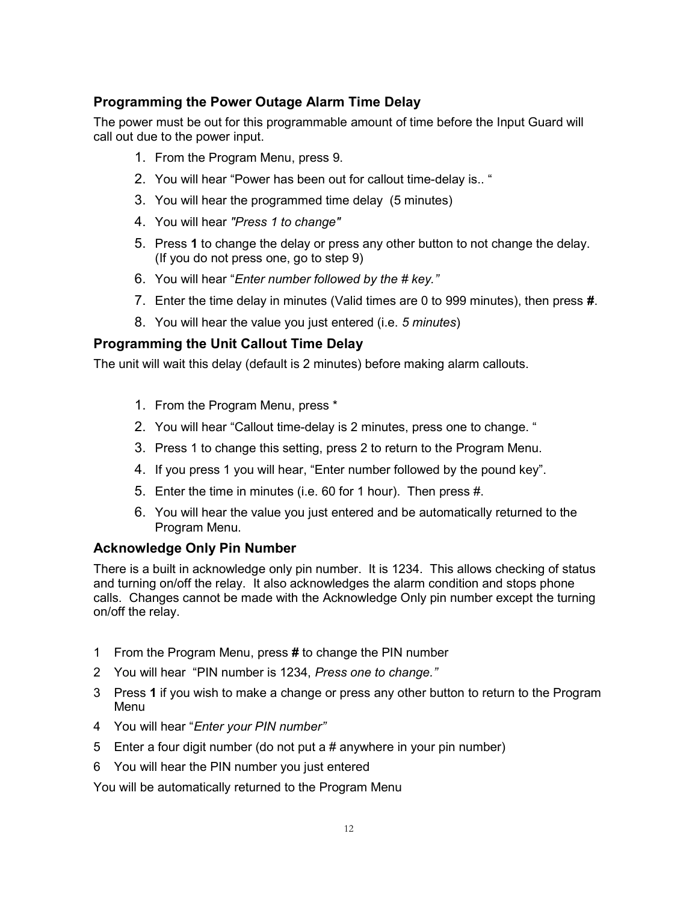### Programming the Power Outage Alarm Time Delay

The power must be out for this programmable amount of time before the Input Guard will call out due to the power input.

1. From the Program Menu, press 9.
2. You will hear "Power has been out for callout time-delay is.. "
3. You will hear the programmed time delay (5 minutes)
4. You will hear *"Press 1 to change"*
5. Press **1** to change the delay or press any other button to not change the delay. (If you do not press one, go to step 9)
6. You will hear "*Enter number followed by the # key."*
7. Enter the time delay in minutes (Valid times are 0 to 999 minutes), then press **#**.
8. You will hear the value you just entered (i.e. *5 minutes*)

### Programming the Unit Callout Time Delay

The unit will wait this delay (default is 2 minutes) before making alarm callouts.

1. From the Program Menu, press *
2. You will hear "Callout time-delay is 2 minutes, press one to change. "
3. Press 1 to change this setting, press 2 to return to the Program Menu.
4. If you press 1 you will hear, "Enter number followed by the pound key".
5. Enter the time in minutes (i.e. 60 for 1 hour). Then press #.
6. You will hear the value you just entered and be automatically returned to the Program Menu.

### Acknowledge Only Pin Number

There is a built in acknowledge only pin number. It is 1234. This allows checking of status and turning on/off the relay. It also acknowledges the alarm condition and stops phone calls. Changes cannot be made with the Acknowledge Only pin number except the turning on/off the relay.

1 From the Program Menu, press **#** to change the PIN number

2 You will hear "PIN number is 1234, *Press one to change."*

3 Press **1** if you wish to make a change or press any other button to return to the Program Menu

4 You will hear "*Enter your PIN number"*

5 Enter a four digit number (do not put a # anywhere in your pin number)

6 You will hear the PIN number you just entered

You will be automatically returned to the Program Menu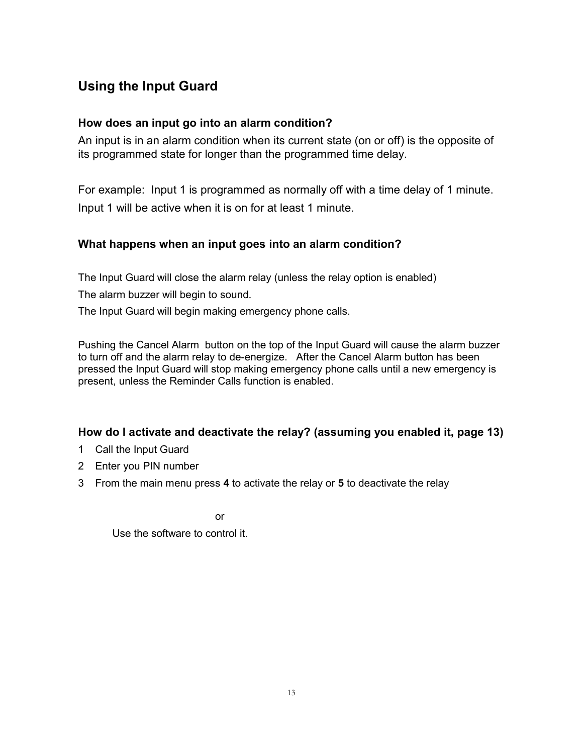## Using the Input Guard

### How does an input go into an alarm condition?

An input is in an alarm condition when its current state (on or off) is the opposite of its programmed state for longer than the programmed time delay.

For example: Input 1 is programmed as normally off with a time delay of 1 minute. Input 1 will be active when it is on for at least 1 minute.

### What happens when an input goes into an alarm condition?

The Input Guard will close the alarm relay (unless the relay option is enabled)

The alarm buzzer will begin to sound.

The Input Guard will begin making emergency phone calls.

Pushing the Cancel Alarm button on the top of the Input Guard will cause the alarm buzzer to turn off and the alarm relay to de-energize. After the Cancel Alarm button has been pressed the Input Guard will stop making emergency phone calls until a new emergency is present, unless the Reminder Calls function is enabled.

### How do I activate and deactivate the relay? (assuming you enabled it, page 13)

1. Call the Input Guard
2. Enter you PIN number
3. From the main menu press **4** to activate the relay or **5** to deactivate the relay

or

Use the software to control it.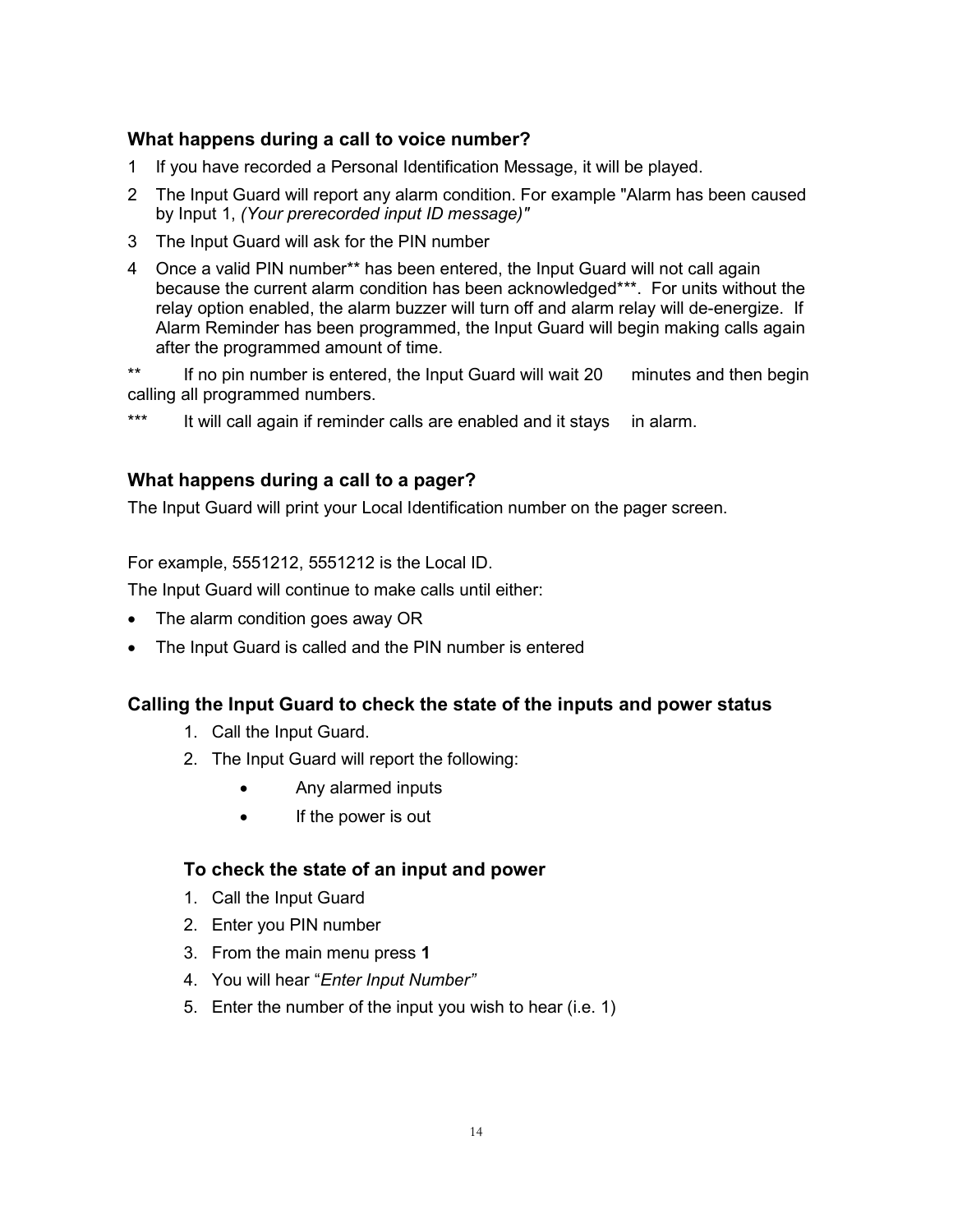### What happens during a call to voice number?

1. If you have recorded a Personal Identification Message, it will be played.
2. The Input Guard will report any alarm condition. For example "Alarm has been caused by Input 1, *(Your prerecorded input ID message)"*
3. The Input Guard will ask for the PIN number
4. Once a valid PIN number** has been entered, the Input Guard will not call again because the current alarm condition has been acknowledged***. For units without the relay option enabled, the alarm buzzer will turn off and alarm relay will de-energize. If Alarm Reminder has been programmed, the Input Guard will begin making calls again after the programmed amount of time.

** If no pin number is entered, the Input Guard will wait 20 minutes and then begin calling all programmed numbers.

*** It will call again if reminder calls are enabled and it stays in alarm.

### What happens during a call to a pager?

The Input Guard will print your Local Identification number on the pager screen.

For example, 5551212, 5551212 is the Local ID.

The Input Guard will continue to make calls until either:

- The alarm condition goes away OR
- The Input Guard is called and the PIN number is entered

### Calling the Input Guard to check the state of the inputs and power status

1. Call the Input Guard.
2. The Input Guard will report the following:
   - Any alarmed inputs
   - If the power is out

### To check the state of an input and power

1. Call the Input Guard
2. Enter you PIN number
3. From the main menu press **1**
4. You will hear "*Enter Input Number"*
5. Enter the number of the input you wish to hear (i.e. 1)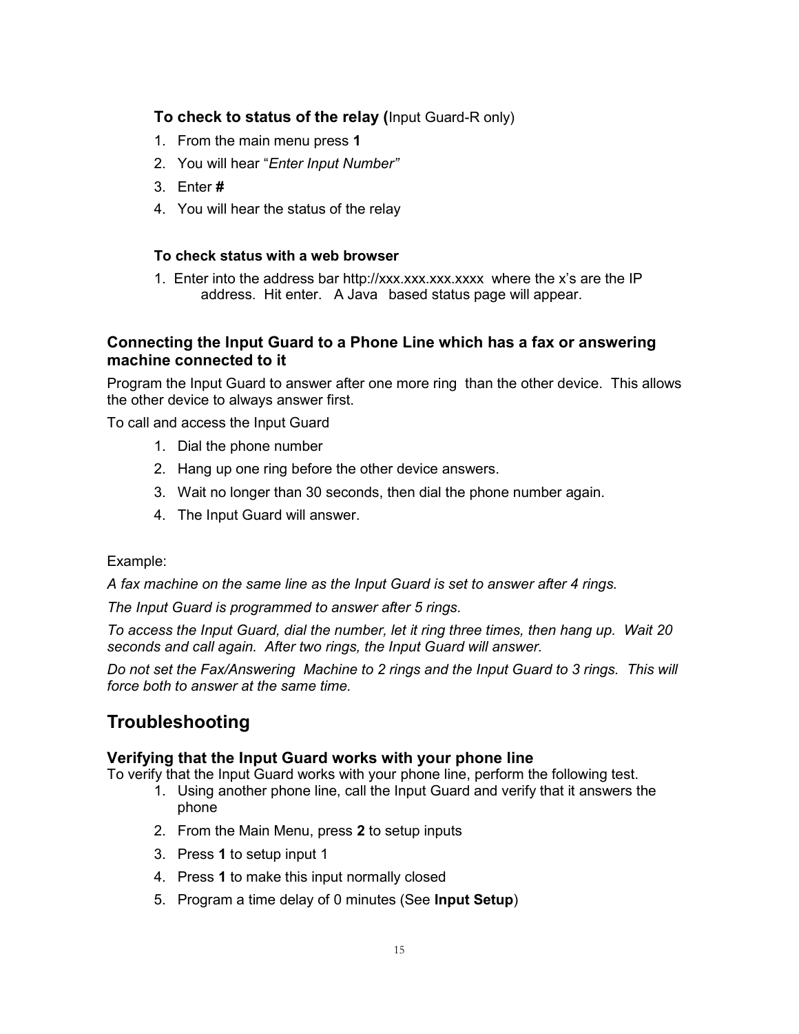### To check to status of the relay (Input Guard-R only)

1. From the main menu press **1**
2. You will hear "*Enter Input Number"*
3. Enter **#**
4. You will hear the status of the relay

#### To check status with a web browser

1. Enter into the address bar http://xxx.xxx.xxx.xxxx where the x's are the IP address. Hit enter. A Java based status page will appear.

### Connecting the Input Guard to a Phone Line which has a fax or answering machine connected to it

Program the Input Guard to answer after one more ring than the other device. This allows the other device to always answer first.

To call and access the Input Guard

1. Dial the phone number
2. Hang up one ring before the other device answers.
3. Wait no longer than 30 seconds, then dial the phone number again.
4. The Input Guard will answer.

Example:

*A fax machine on the same line as the Input Guard is set to answer after 4 rings.*

*The Input Guard is programmed to answer after 5 rings.*

*To access the Input Guard, dial the number, let it ring three times, then hang up. Wait 20 seconds and call again. After two rings, the Input Guard will answer.*

*Do not set the Fax/Answering Machine to 2 rings and the Input Guard to 3 rings. This will force both to answer at the same time.*

## Troubleshooting

### Verifying that the Input Guard works with your phone line

To verify that the Input Guard works with your phone line, perform the following test.

1. Using another phone line, call the Input Guard and verify that it answers the phone
2. From the Main Menu, press **2** to setup inputs
3. Press **1** to setup input 1
4. Press **1** to make this input normally closed
5. Program a time delay of 0 minutes (See **Input Setup**)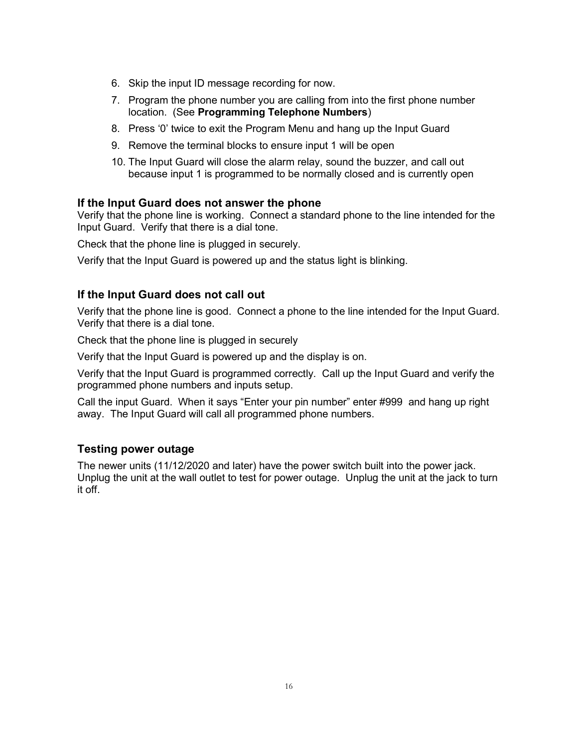6. Skip the input ID message recording for now.
7. Program the phone number you are calling from into the first phone number location. (See **Programming Telephone Numbers**)
8. Press '0' twice to exit the Program Menu and hang up the Input Guard
9. Remove the terminal blocks to ensure input 1 will be open
10. The Input Guard will close the alarm relay, sound the buzzer, and call out because input 1 is programmed to be normally closed and is currently open

### If the Input Guard does not answer the phone

Verify that the phone line is working. Connect a standard phone to the line intended for the Input Guard. Verify that there is a dial tone.

Check that the phone line is plugged in securely.

Verify that the Input Guard is powered up and the status light is blinking.

### If the Input Guard does not call out

Verify that the phone line is good. Connect a phone to the line intended for the Input Guard. Verify that there is a dial tone.

Check that the phone line is plugged in securely

Verify that the Input Guard is powered up and the display is on.

Verify that the Input Guard is programmed correctly. Call up the Input Guard and verify the programmed phone numbers and inputs setup.

Call the input Guard. When it says "Enter your pin number" enter #999 and hang up right away. The Input Guard will call all programmed phone numbers.

### Testing power outage

The newer units (11/12/2020 and later) have the power switch built into the power jack. Unplug the unit at the wall outlet to test for power outage. Unplug the unit at the jack to turn it off.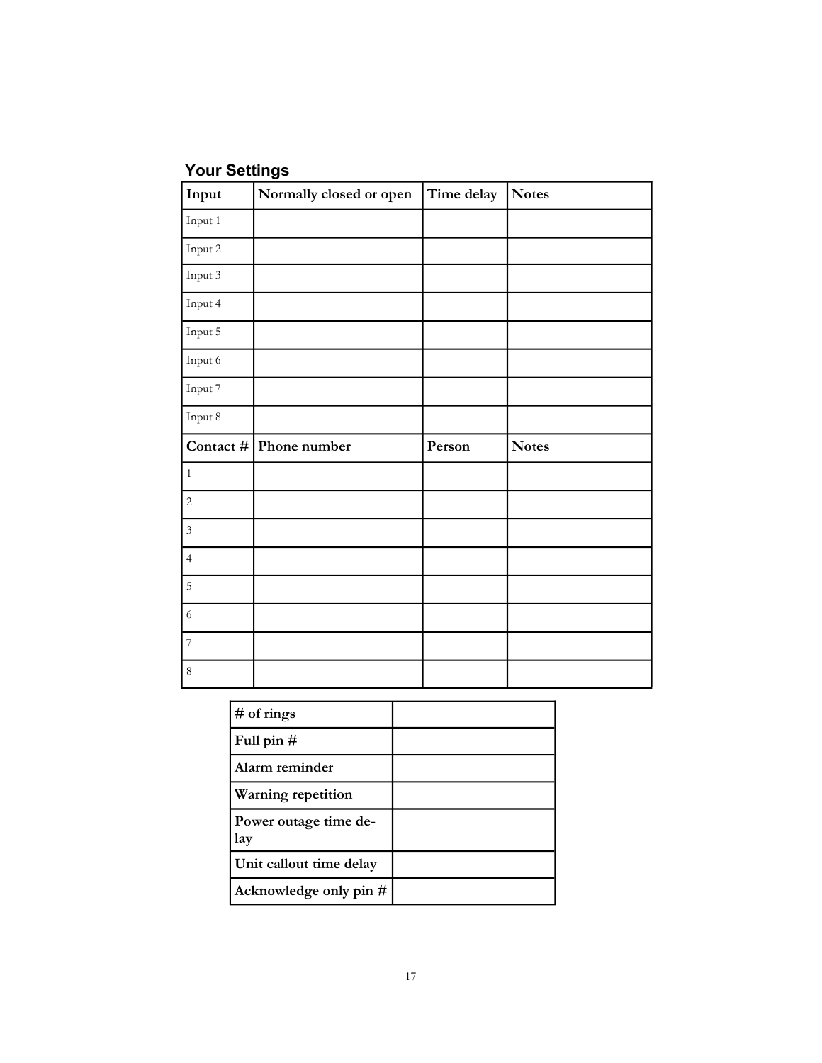## Your Settings

| Input | Normally closed or open | Time delay | Notes |
| --- | --- | --- | --- |
| Input 1 | | | |
| Input 2 | | | |
| Input 3 | | | |
| Input 4 | | | |
| Input 5 | | | |
| Input 6 | | | |
| Input 7 | | | |
| Input 8 | | | |
| **Contact #** | **Phone number** | **Person** | **Notes** |
| 1 | | | |
| 2 | | | |
| 3 | | | |
| 4 | | | |
| 5 | | | |
| 6 | | | |
| 7 | | | |
| 8 | | | |

| # of rings | |
| --- | --- |
| Full pin # | |
| Alarm reminder | |
| Warning repetition | |
| Power outage time delay | |
| Unit callout time delay | |
| Acknowledge only pin # | |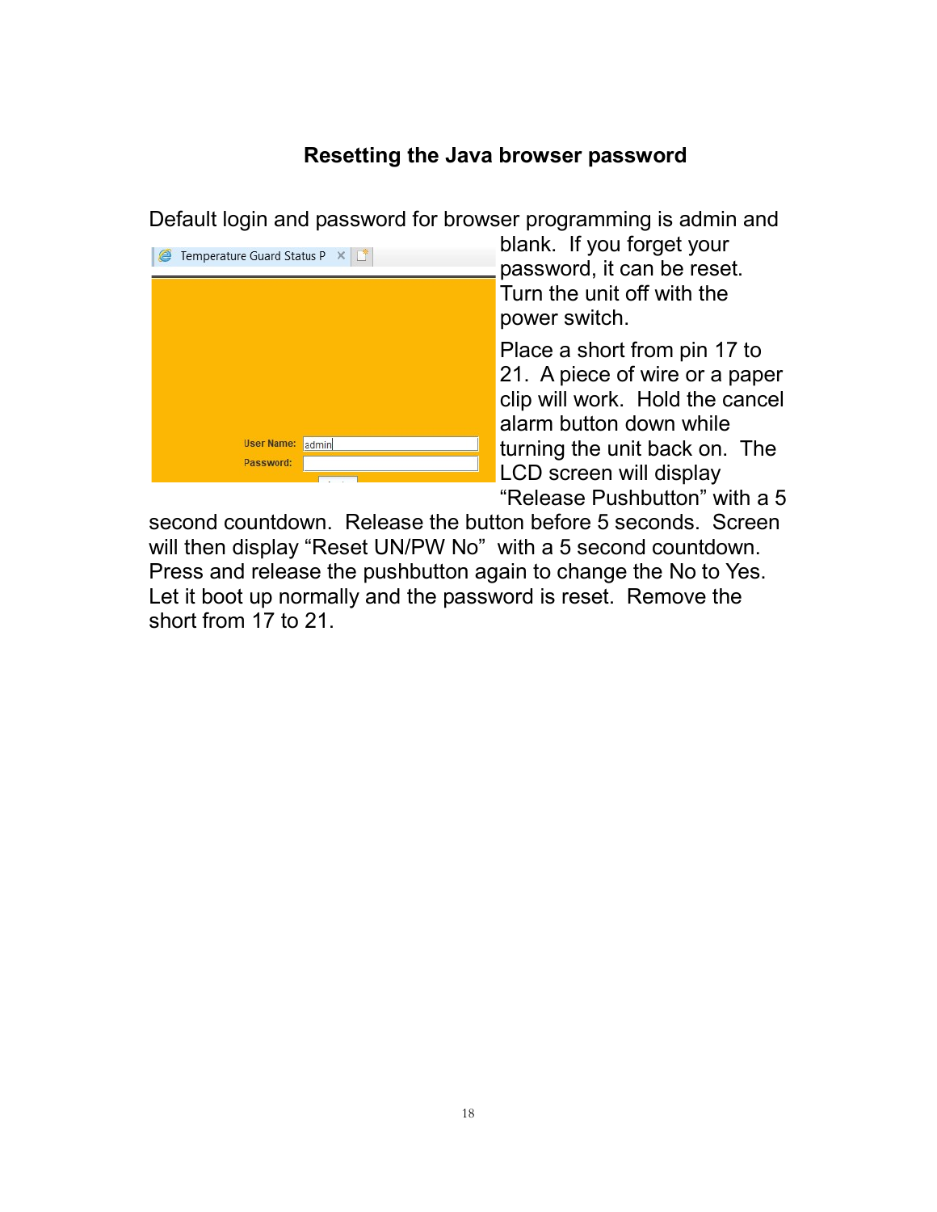## Resetting the Java browser password

Default login and password for browser programming is admin and blank. If you forget your password, it can be reset. Turn the unit off with the power switch.

Place a short from pin 17 to 21. A piece of wire or a paper clip will work. Hold the cancel alarm button down while turning the unit back on. The LCD screen will display "Release Pushbutton" with a 5 second countdown. Release the button before 5 seconds. Screen will then display "Reset UN/PW No" with a 5 second countdown. Press and release the pushbutton again to change the No to Yes. Let it boot up normally and the password is reset. Remove the short from 17 to 21.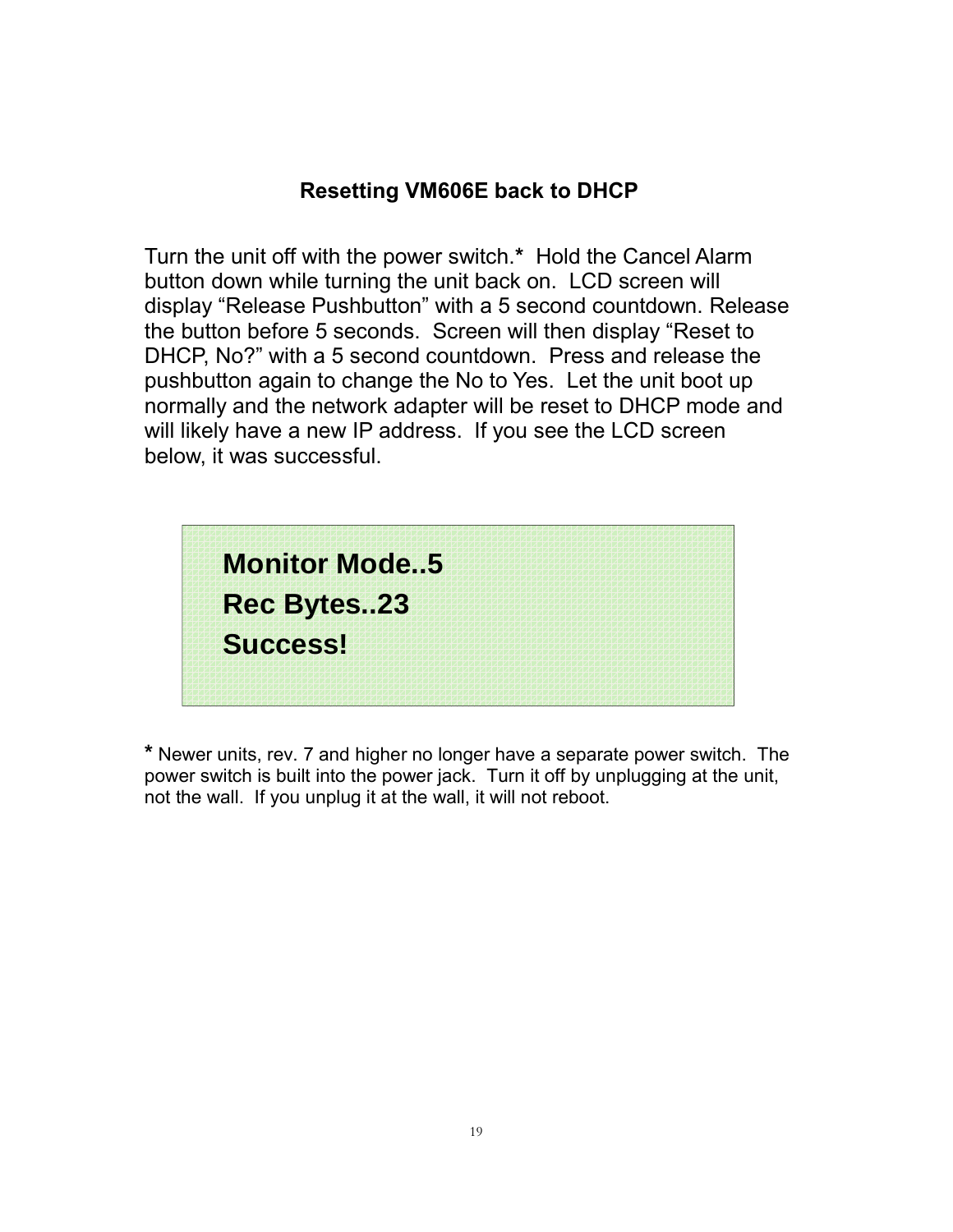## Resetting VM606E back to DHCP

Turn the unit off with the power switch.* Hold the Cancel Alarm button down while turning the unit back on. LCD screen will display "Release Pushbutton" with a 5 second countdown. Release the button before 5 seconds. Screen will then display "Reset to DHCP, No?" with a 5 second countdown. Press and release the pushbutton again to change the No to Yes. Let the unit boot up normally and the network adapter will be reset to DHCP mode and will likely have a new IP address. If you see the LCD screen below, it was successful.

**Monitor Mode..5**
**Rec Bytes..23**
**Success!**

**\*** Newer units, rev. 7 and higher no longer have a separate power switch. The power switch is built into the power jack. Turn it off by unplugging at the unit, not the wall. If you unplug it at the wall, it will not reboot.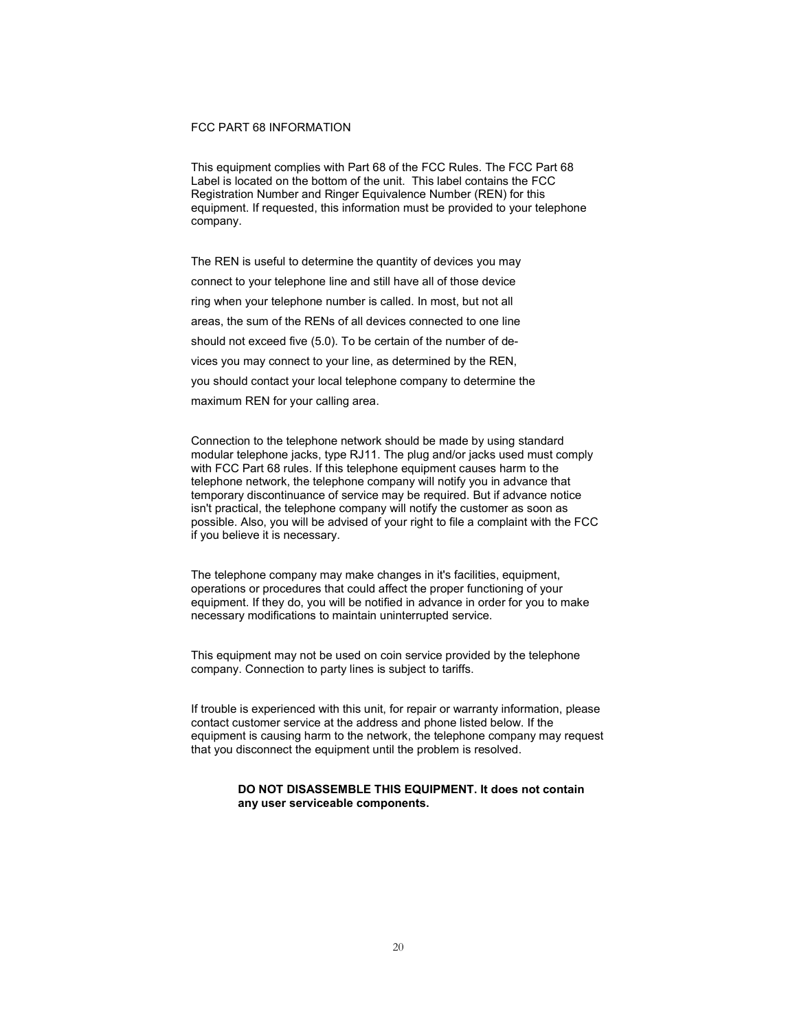FCC PART 68 INFORMATION

This equipment complies with Part 68 of the FCC Rules. The FCC Part 68 Label is located on the bottom of the unit. This label contains the FCC Registration Number and Ringer Equivalence Number (REN) for this equipment. If requested, this information must be provided to your telephone company.

The REN is useful to determine the quantity of devices you may connect to your telephone line and still have all of those device ring when your telephone number is called. In most, but not all areas, the sum of the RENs of all devices connected to one line should not exceed five (5.0). To be certain of the number of devices you may connect to your line, as determined by the REN, you should contact your local telephone company to determine the maximum REN for your calling area.

Connection to the telephone network should be made by using standard modular telephone jacks, type RJ11. The plug and/or jacks used must comply with FCC Part 68 rules. If this telephone equipment causes harm to the telephone network, the telephone company will notify you in advance that temporary discontinuance of service may be required. But if advance notice isn't practical, the telephone company will notify the customer as soon as possible. Also, you will be advised of your right to file a complaint with the FCC if you believe it is necessary.

The telephone company may make changes in it's facilities, equipment, operations or procedures that could affect the proper functioning of your equipment. If they do, you will be notified in advance in order for you to make necessary modifications to maintain uninterrupted service.

This equipment may not be used on coin service provided by the telephone company. Connection to party lines is subject to tariffs.

If trouble is experienced with this unit, for repair or warranty information, please contact customer service at the address and phone listed below. If the equipment is causing harm to the network, the telephone company may request that you disconnect the equipment until the problem is resolved.

**DO NOT DISASSEMBLE THIS EQUIPMENT. It does not contain any user serviceable components.**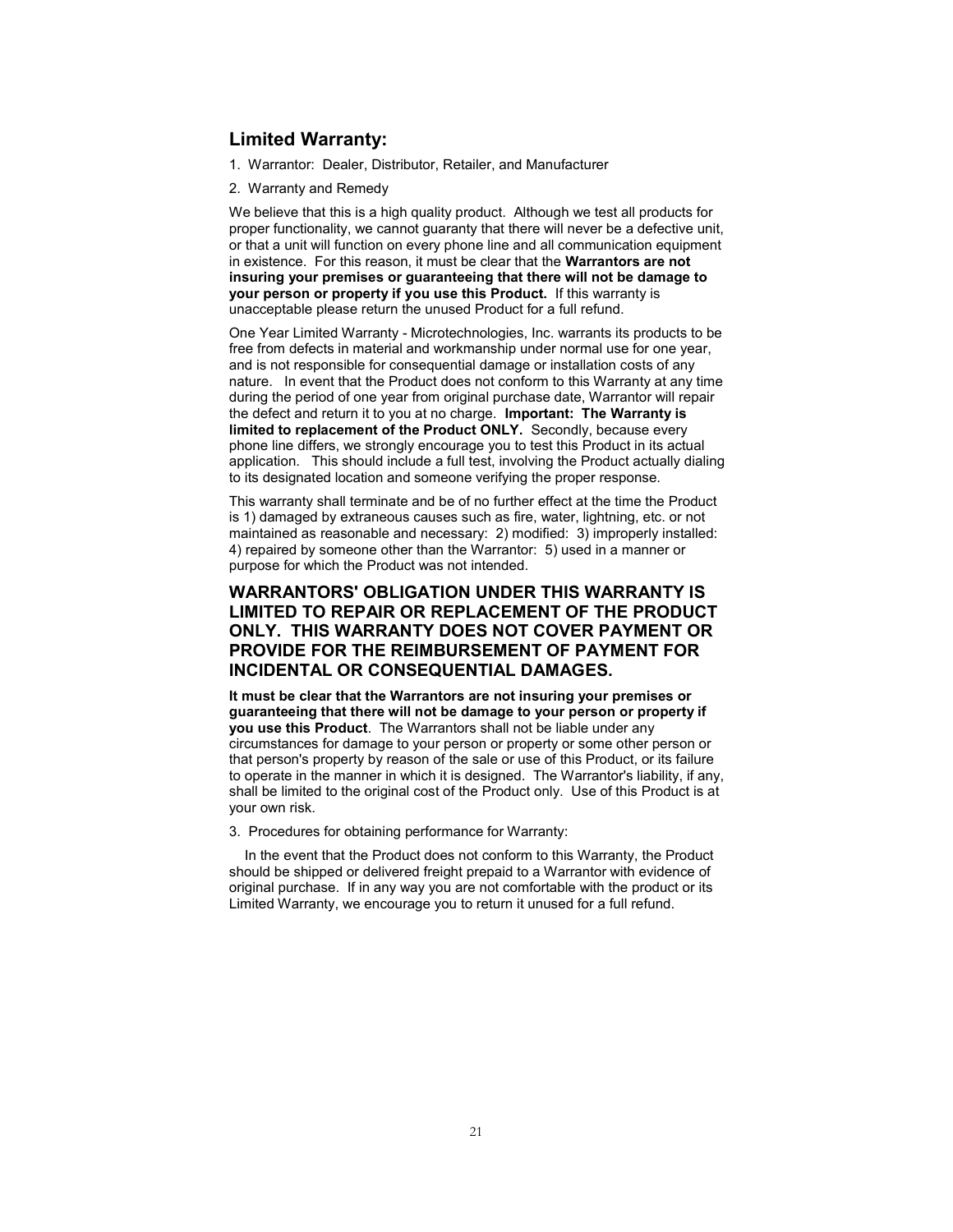## Limited Warranty:

1. Warrantor: Dealer, Distributor, Retailer, and Manufacturer

2. Warranty and Remedy

We believe that this is a high quality product. Although we test all products for proper functionality, we cannot guaranty that there will never be a defective unit, or that a unit will function on every phone line and all communication equipment in existence. For this reason, it must be clear that the **Warrantors are not insuring your premises or guaranteeing that there will not be damage to your person or property if you use this Product.** If this warranty is unacceptable please return the unused Product for a full refund.

One Year Limited Warranty - Microtechnologies, Inc. warrants its products to be free from defects in material and workmanship under normal use for one year, and is not responsible for consequential damage or installation costs of any nature. In event that the Product does not conform to this Warranty at any time during the period of one year from original purchase date, Warrantor will repair the defect and return it to you at no charge. **Important: The Warranty is limited to replacement of the Product ONLY.** Secondly, because every phone line differs, we strongly encourage you to test this Product in its actual application. This should include a full test, involving the Product actually dialing to its designated location and someone verifying the proper response.

This warranty shall terminate and be of no further effect at the time the Product is 1) damaged by extraneous causes such as fire, water, lightning, etc. or not maintained as reasonable and necessary: 2) modified: 3) improperly installed: 4) repaired by someone other than the Warrantor: 5) used in a manner or purpose for which the Product was not intended.

### WARRANTORS' OBLIGATION UNDER THIS WARRANTY IS LIMITED TO REPAIR OR REPLACEMENT OF THE PRODUCT ONLY. THIS WARRANTY DOES NOT COVER PAYMENT OR PROVIDE FOR THE REIMBURSEMENT OF PAYMENT FOR INCIDENTAL OR CONSEQUENTIAL DAMAGES.

**It must be clear that the Warrantors are not insuring your premises or guaranteeing that there will not be damage to your person or property if you use this Product**. The Warrantors shall not be liable under any circumstances for damage to your person or property or some other person or that person's property by reason of the sale or use of this Product, or its failure to operate in the manner in which it is designed. The Warrantor's liability, if any, shall be limited to the original cost of the Product only. Use of this Product is at your own risk.

3. Procedures for obtaining performance for Warranty:

In the event that the Product does not conform to this Warranty, the Product should be shipped or delivered freight prepaid to a Warrantor with evidence of original purchase. If in any way you are not comfortable with the product or its Limited Warranty, we encourage you to return it unused for a full refund.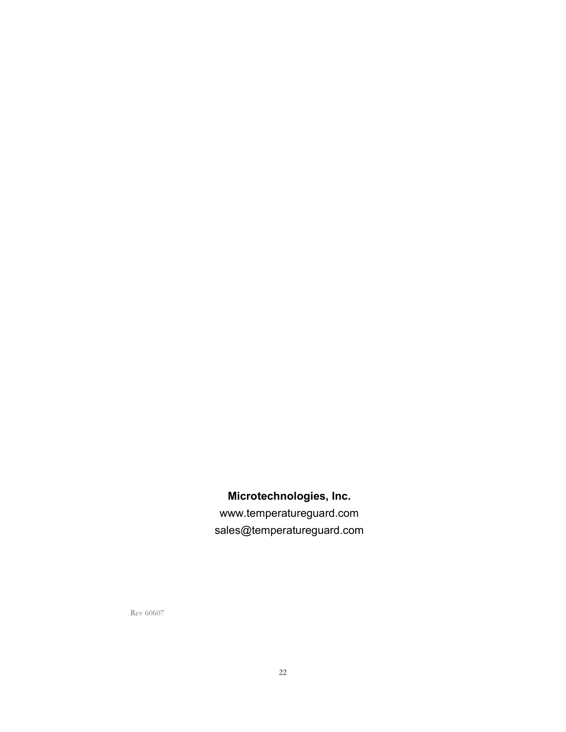**Microtechnologies, Inc.**

www.temperatureguard.com

sales@temperatureguard.com

Rev 60607